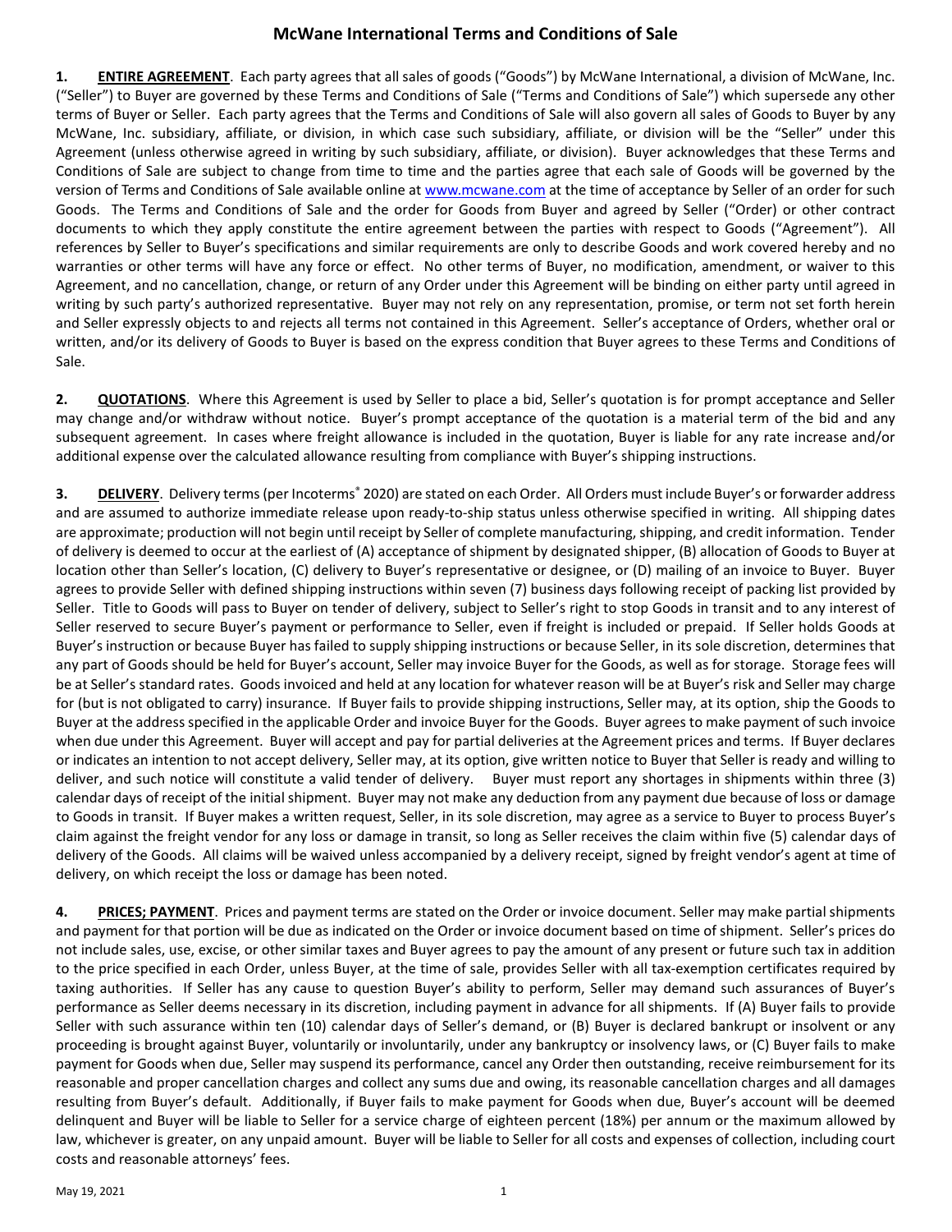# McWane International Terms and Conditions of Sale

**1. ENTIRE AGREEMENT**. Each party agrees that all sales of goods ("Goods") by McWane International, a division of McWane, Inc. ("Seller") to Buyer are governed by these Terms and Conditions of Sale ("Terms and Conditions of Sale") which supersede any other terms of Buyer or Seller. Each party agrees that the Terms and Conditions of Sale will also govern all sales of Goods to Buyer by any McWane, Inc. subsidiary, affiliate, or division, in which case such subsidiary, affiliate, or division will be the "Seller" under this Agreement (unless otherwise agreed in writing by such subsidiary, affiliate, or division). Buyer acknowledges that these Terms and Conditions of Sale are subject to change from time to time and the parties agree that each sale of Goods will be governed by the version of Terms and Conditions of Sale available online at www.mcwane.com at the time of acceptance by Seller of an order for such Goods. The Terms and Conditions of Sale and the order for Goods from Buyer and agreed by Seller ("Order") or other contract documents to which they apply constitute the entire agreement between the parties with respect to Goods ("Agreement"). All references by Seller to Buyer's specifications and similar requirements are only to describe Goods and work covered hereby and no warranties or other terms will have any force or effect. No other terms of Buyer, no modification, amendment, or waiver to this Agreement, and no cancellation, change, or return of any Order under this Agreement will be binding on either party until agreed in writing by such party's authorized representative. Buyer may not rely on any representation, promise, or term not set forth herein and Seller expressly objects to and rejects all terms not contained in this Agreement. Seller's acceptance of Orders, whether oral or written, and/or its delivery of Goods to Buyer is based on the express condition that Buyer agrees to these Terms and Conditions of Sale.

**2. QUOTATIONS**. Where this Agreement is used by Seller to place a bid, Seller's quotation is for prompt acceptance and Seller may change and/or withdraw without notice. Buyer's prompt acceptance of the quotation is a material term of the bid and any subsequent agreement. In cases where freight allowance is included in the quotation, Buyer is liable for any rate increase and/or additional expense over the calculated allowance resulting from compliance with Buyer's shipping instructions.

**3. DELIVERY**. Delivery terms (per Incoterms® 2020) are stated on each Order. All Orders must include Buyer's or forwarder address and are assumed to authorize immediate release upon ready-to-ship status unless otherwise specified in writing. All shipping dates are approximate; production will not begin until receipt by Seller of complete manufacturing, shipping, and credit information. Tender of delivery is deemed to occur at the earliest of (A) acceptance of shipment by designated shipper, (B) allocation of Goods to Buyer at location other than Seller's location, (C) delivery to Buyer's representative or designee, or (D) mailing of an invoice to Buyer. Buyer agrees to provide Seller with defined shipping instructions within seven (7) business days following receipt of packing list provided by Seller. Title to Goods will pass to Buyer on tender of delivery, subject to Seller's right to stop Goods in transit and to any interest of Seller reserved to secure Buyer's payment or performance to Seller, even if freight is included or prepaid. If Seller holds Goods at Buyer's instruction or because Buyer has failed to supply shipping instructions or because Seller, in its sole discretion, determines that any part of Goods should be held for Buyer's account, Seller may invoice Buyer for the Goods, as well as for storage. Storage fees will be at Seller's standard rates. Goods invoiced and held at any location for whatever reason will be at Buyer's risk and Seller may charge for (but is not obligated to carry) insurance. If Buyer fails to provide shipping instructions, Seller may, at its option, ship the Goods to Buyer at the address specified in the applicable Order and invoice Buyer for the Goods. Buyer agrees to make payment of such invoice when due under this Agreement. Buyer will accept and pay for partial deliveries at the Agreement prices and terms. If Buyer declares or indicates an intention to not accept delivery, Seller may, at its option, give written notice to Buyer that Seller is ready and willing to deliver, and such notice will constitute a valid tender of delivery. Buyer must report any shortages in shipments within three (3) calendar days of receipt of the initial shipment. Buyer may not make any deduction from any payment due because of loss or damage to Goods in transit. If Buyer makes a written request, Seller, in its sole discretion, may agree as a service to Buyer to process Buyer's claim against the freight vendor for any loss or damage in transit, so long as Seller receives the claim within five (5) calendar days of delivery of the Goods. All claims will be waived unless accompanied by a delivery receipt, signed by freight vendor's agent at time of delivery, on which receipt the loss or damage has been noted.

**4. PRICES; PAYMENT**. Prices and payment terms are stated on the Order or invoice document. Seller may make partial shipments and payment for that portion will be due as indicated on the Order or invoice document based on time of shipment. Seller's prices do not include sales, use, excise, or other similar taxes and Buyer agrees to pay the amount of any present or future such tax in addition to the price specified in each Order, unless Buyer, at the time of sale, provides Seller with all tax-exemption certificates required by taxing authorities. If Seller has any cause to question Buyer's ability to perform, Seller may demand such assurances of Buyer's performance as Seller deems necessary in its discretion, including payment in advance for all shipments. If (A) Buyer fails to provide Seller with such assurance within ten (10) calendar days of Seller's demand, or (B) Buyer is declared bankrupt or insolvent or any proceeding is brought against Buyer, voluntarily or involuntarily, under any bankruptcy or insolvency laws, or (C) Buyer fails to make payment for Goods when due, Seller may suspend its performance, cancel any Order then outstanding, receive reimbursement for its reasonable and proper cancellation charges and collect any sums due and owing, its reasonable cancellation charges and all damages resulting from Buyer's default. Additionally, if Buyer fails to make payment for Goods when due, Buyer's account will be deemed delinquent and Buyer will be liable to Seller for a service charge of eighteen percent (18%) per annum or the maximum allowed by law, whichever is greater, on any unpaid amount. Buyer will be liable to Seller for all costs and expenses of collection, including court costs and reasonable attorneys' fees.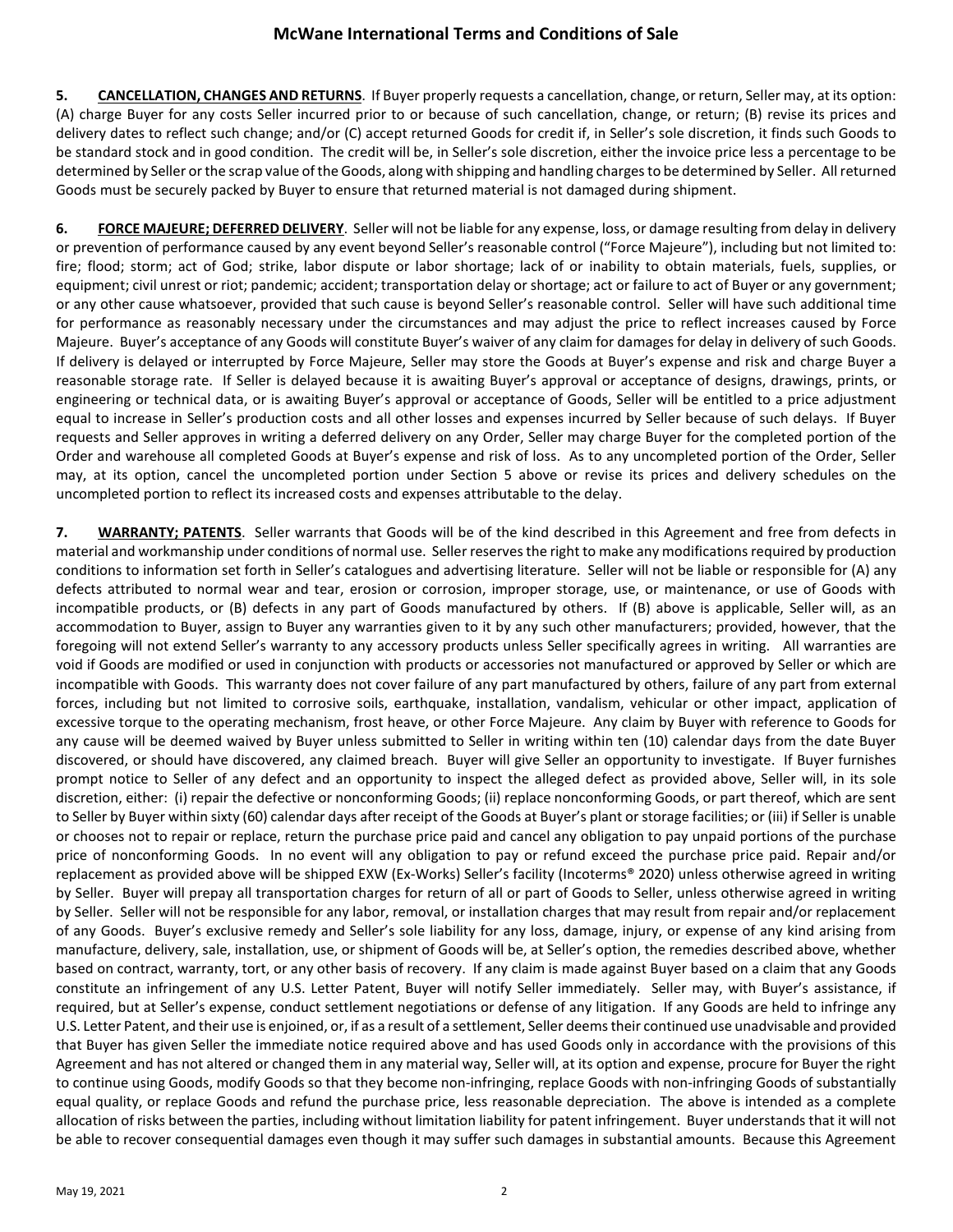**5. CANCELLATION, CHANGES AND RETURNS**. If Buyer properly requests a cancellation, change, or return, Seller may, at its option: (A) charge Buyer for any costs Seller incurred prior to or because of such cancellation, change, or return; (B) revise its prices and delivery dates to reflect such change; and/or (C) accept returned Goods for credit if, in Seller's sole discretion, it finds such Goods to be standard stock and in good condition. The credit will be, in Seller's sole discretion, either the invoice price less a percentage to be determined by Seller or the scrap value of the Goods, along with shipping and handling charges to be determined by Seller. All returned Goods must be securely packed by Buyer to ensure that returned material is not damaged during shipment.

**6. FORCE MAJEURE; DEFERRED DELIVERY**. Seller will not be liable for any expense, loss, or damage resulting from delay in delivery or prevention of performance caused by any event beyond Seller's reasonable control ("Force Majeure"), including but not limited to: fire; flood; storm; act of God; strike, labor dispute or labor shortage; lack of or inability to obtain materials, fuels, supplies, or equipment; civil unrest or riot; pandemic; accident; transportation delay or shortage; act or failure to act of Buyer or any government; or any other cause whatsoever, provided that such cause is beyond Seller's reasonable control. Seller will have such additional time for performance as reasonably necessary under the circumstances and may adjust the price to reflect increases caused by Force Majeure. Buyer's acceptance of any Goods will constitute Buyer's waiver of any claim for damages for delay in delivery of such Goods. If delivery is delayed or interrupted by Force Majeure, Seller may store the Goods at Buyer's expense and risk and charge Buyer a reasonable storage rate. If Seller is delayed because it is awaiting Buyer's approval or acceptance of designs, drawings, prints, or engineering or technical data, or is awaiting Buyer's approval or acceptance of Goods, Seller will be entitled to a price adjustment equal to increase in Seller's production costs and all other losses and expenses incurred by Seller because of such delays. If Buyer requests and Seller approves in writing a deferred delivery on any Order, Seller may charge Buyer for the completed portion of the Order and warehouse all completed Goods at Buyer's expense and risk of loss. As to any uncompleted portion of the Order, Seller may, at its option, cancel the uncompleted portion under Section 5 above or revise its prices and delivery schedules on the uncompleted portion to reflect its increased costs and expenses attributable to the delay.

**7. WARRANTY; PATENTS**. Seller warrants that Goods will be of the kind described in this Agreement and free from defects in material and workmanship under conditions of normal use. Seller reserves the right to make any modifications required by production conditions to information set forth in Seller's catalogues and advertising literature. Seller will not be liable or responsible for (A) any defects attributed to normal wear and tear, erosion or corrosion, improper storage, use, or maintenance, or use of Goods with incompatible products, or (B) defects in any part of Goods manufactured by others. If (B) above is applicable, Seller will, as an accommodation to Buyer, assign to Buyer any warranties given to it by any such other manufacturers; provided, however, that the foregoing will not extend Seller's warranty to any accessory products unless Seller specifically agrees in writing. All warranties are void if Goods are modified or used in conjunction with products or accessories not manufactured or approved by Seller or which are incompatible with Goods. This warranty does not cover failure of any part manufactured by others, failure of any part from external forces, including but not limited to corrosive soils, earthquake, installation, vandalism, vehicular or other impact, application of excessive torque to the operating mechanism, frost heave, or other Force Majeure. Any claim by Buyer with reference to Goods for any cause will be deemed waived by Buyer unless submitted to Seller in writing within ten (10) calendar days from the date Buyer discovered, or should have discovered, any claimed breach. Buyer will give Seller an opportunity to investigate. If Buyer furnishes prompt notice to Seller of any defect and an opportunity to inspect the alleged defect as provided above, Seller will, in its sole discretion, either: (i) repair the defective or nonconforming Goods; (ii) replace nonconforming Goods, or part thereof, which are sent to Seller by Buyer within sixty (60) calendar days after receipt of the Goods at Buyer's plant or storage facilities; or (iii) if Seller is unable or chooses not to repair or replace, return the purchase price paid and cancel any obligation to pay unpaid portions of the purchase price of nonconforming Goods. In no event will any obligation to pay or refund exceed the purchase price paid. Repair and/or replacement as provided above will be shipped EXW (Ex-Works) Seller's facility (Incoterms® 2020) unless otherwise agreed in writing by Seller. Buyer will prepay all transportation charges for return of all or part of Goods to Seller, unless otherwise agreed in writing by Seller. Seller will not be responsible for any labor, removal, or installation charges that may result from repair and/or replacement of any Goods. Buyer's exclusive remedy and Seller's sole liability for any loss, damage, injury, or expense of any kind arising from manufacture, delivery, sale, installation, use, or shipment of Goods will be, at Seller's option, the remedies described above, whether based on contract, warranty, tort, or any other basis of recovery. If any claim is made against Buyer based on a claim that any Goods constitute an infringement of any U.S. Letter Patent, Buyer will notify Seller immediately. Seller may, with Buyer's assistance, if required, but at Seller's expense, conduct settlement negotiations or defense of any litigation. If any Goods are held to infringe any U.S. Letter Patent, and their use is enjoined, or, if as a result of a settlement, Seller deems their continued use unadvisable and provided that Buyer has given Seller the immediate notice required above and has used Goods only in accordance with the provisions of this Agreement and has not altered or changed them in any material way, Seller will, at its option and expense, procure for Buyer the right to continue using Goods, modify Goods so that they become non-infringing, replace Goods with non-infringing Goods of substantially equal quality, or replace Goods and refund the purchase price, less reasonable depreciation. The above is intended as a complete allocation of risks between the parties, including without limitation liability for patent infringement. Buyer understands that it will not be able to recover consequential damages even though it may suffer such damages in substantial amounts. Because this Agreement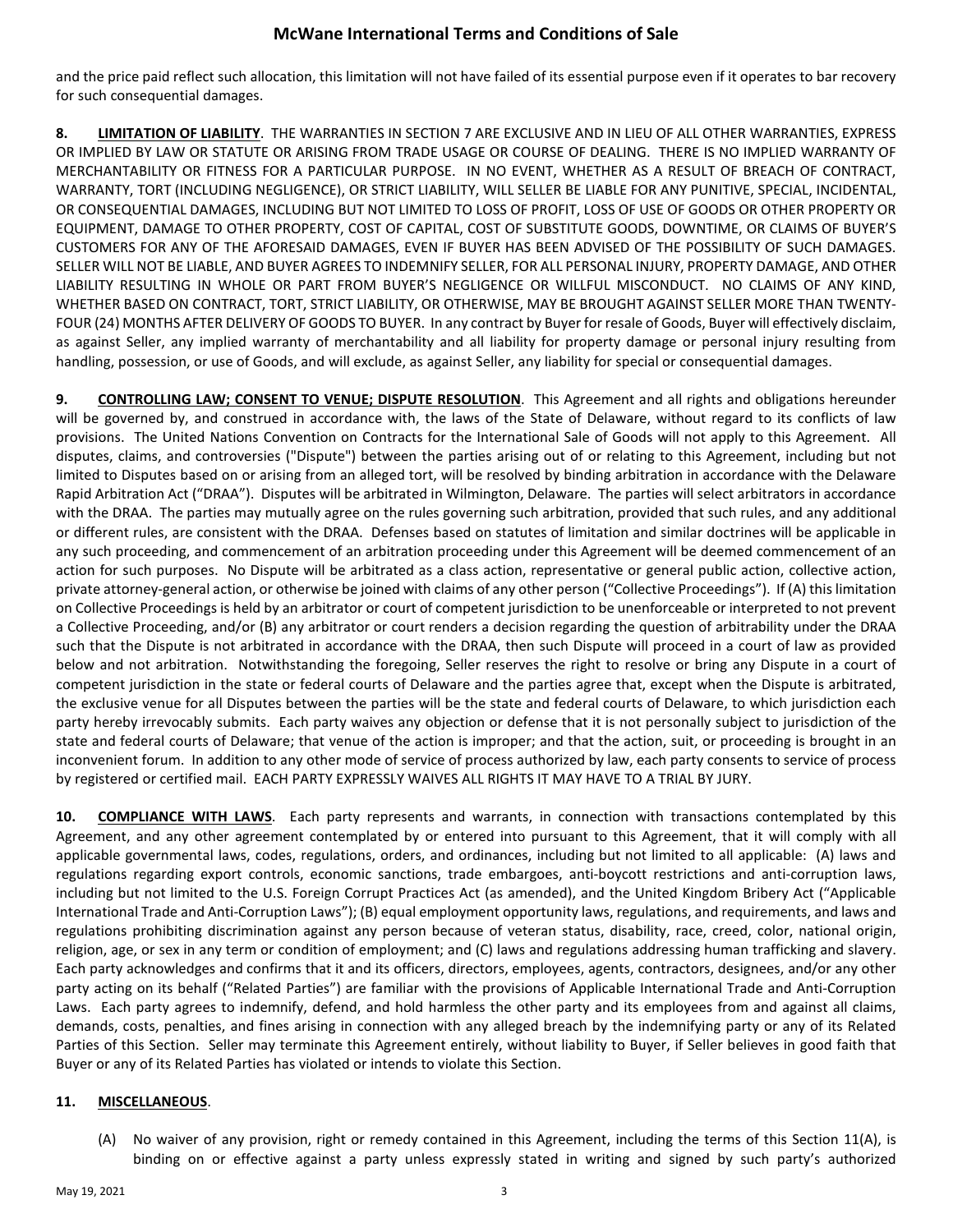and the price paid reflect such allocation, this limitation will not have failed of its essential purpose even if it operates to bar recovery for such consequential damages.

**8. <u>LIMITATION OF LIABILITY</u>**. THE WARRANTIES IN SECTION 7 ARE EXCLUSIVE AND IN LIEU OF ALL OTHER WARRANTIES, EXPRESS OR IMPLIED BY LAW OR STATUTE OR ARISING FROM TRADE USAGE OR COURSE OF DEALING. THERE IS NO IMPLIED WARRANTY OF MERCHANTABILITY OR FITNESS FOR A PARTICULAR PURPOSE. IN NO EVENT, WHETHER AS A RESULT OF BREACH OF CONTRACT, WARRANTY, TORT (INCLUDING NEGLIGENCE), OR STRICT LIABILITY, WILL SELLER BE LIABLE FOR ANY PUNITIVE, SPECIAL, INCIDENTAL, OR CONSEQUENTIAL DAMAGES, INCLUDING BUT NOT LIMITED TO LOSS OF PROFIT, LOSS OF USE OF GOODS OR OTHER PROPERTY OR EQUIPMENT, DAMAGE TO OTHER PROPERTY, COST OF CAPITAL, COST OF SUBSTITUTE GOODS, DOWNTIME, OR CLAIMS OF BUYER'S CUSTOMERS FOR ANY OF THE AFORESAID DAMAGES, EVEN IF BUYER HAS BEEN ADVISED OF THE POSSIBILITY OF SUCH DAMAGES. SELLER WILL NOT BE LIABLE, AND BUYER AGREES TO INDEMNIFY SELLER, FOR ALL PERSONAL INJURY, PROPERTY DAMAGE, AND OTHER LIABILITY RESULTING IN WHOLE OR PART FROM BUYER'S NEGLIGENCE OR WILLFUL MISCONDUCT. NO CLAIMS OF ANY KIND, WHETHER BASED ON CONTRACT, TORT, STRICT LIABILITY, OR OTHERWISE, MAY BE BROUGHT AGAINST SELLER MORE THAN TWENTY-FOUR (24) MONTHS AFTER DELIVERY OF GOODS TO BUYER. In any contract by Buyer for resale of Goods, Buyer will effectively disclaim, as against Seller, any implied warranty of merchantability and all liability for property damage or personal injury resulting from handling, possession, or use of Goods, and will exclude, as against Seller, any liability for special or consequential damages.

**9. <u>CONTROLLING LAW; CONSENT TO VENUE; DISPUTE RESOLUTION</u>**. This Agreement and all rights and obligations hereunder will be governed by, and construed in accordance with, the laws of the State of Delaware, without regard to its conflicts of law provisions. The United Nations Convention on Contracts for the International Sale of Goods will not apply to this Agreement. All disputes, claims, and controversies ("Dispute") between the parties arising out of or relating to this Agreement, including but not limited to Disputes based on or arising from an alleged tort, will be resolved by binding arbitration in accordance with the Delaware Rapid Arbitration Act ("DRAA"). Disputes will be arbitrated in Wilmington, Delaware. The parties will select arbitrators in accordance with the DRAA. The parties may mutually agree on the rules governing such arbitration, provided that such rules, and any additional or different rules, are consistent with the DRAA. Defenses based on statutes of limitation and similar doctrines will be applicable in any such proceeding, and commencement of an arbitration proceeding under this Agreement will be deemed commencement of an action for such purposes. No Dispute will be arbitrated as a class action, representative or general public action, collective action, private attorney-general action, or otherwise be joined with claims of any other person ("Collective Proceedings"). If (A) this limitation on Collective Proceedings is held by an arbitrator or court of competent jurisdiction to be unenforceable or interpreted to not prevent a Collective Proceeding, and/or (B) any arbitrator or court renders a decision regarding the question of arbitrability under the DRAA such that the Dispute is not arbitrated in accordance with the DRAA, then such Dispute will proceed in a court of law as provided below and not arbitration. Notwithstanding the foregoing, Seller reserves the right to resolve or bring any Dispute in a court of competent jurisdiction in the state or federal courts of Delaware and the parties agree that, except when the Dispute is arbitrated, the exclusive venue for all Disputes between the parties will be the state and federal courts of Delaware, to which jurisdiction each party hereby irrevocably submits. Each party waives any objection or defense that it is not personally subject to jurisdiction of the state and federal courts of Delaware; that venue of the action is improper; and that the action, suit, or proceeding is brought in an inconvenient forum. In addition to any other mode of service of process authorized by law, each party consents to service of process by registered or certified mail. EACH PARTY EXPRESSLY WAIVES ALL RIGHTS IT MAY HAVE TO A TRIAL BY JURY.

**10. <u>COMPLIANCE WITH LAWS</u>**. Each party represents and warrants, in connection with transactions contemplated by this Agreement, and any other agreement contemplated by or entered into pursuant to this Agreement, that it will comply with all applicable governmental laws, codes, regulations, orders, and ordinances, including but not limited to all applicable: (A) laws and regulations regarding export controls, economic sanctions, trade embargoes, anti-boycott restrictions and anti-corruption laws, including but not limited to the U.S. Foreign Corrupt Practices Act (as amended), and the United Kingdom Bribery Act ("Applicable International Trade and Anti-Corruption Laws"); (B) equal employment opportunity laws, regulations, and requirements, and laws and regulations prohibiting discrimination against any person because of veteran status, disability, race, creed, color, national origin, religion, age, or sex in any term or condition of employment; and (C) laws and regulations addressing human trafficking and slavery. Each party acknowledges and confirms that it and its officers, directors, employees, agents, contractors, designees, and/or any other party acting on its behalf ("Related Parties") are familiar with the provisions of Applicable International Trade and Anti-Corruption Laws. Each party agrees to indemnify, defend, and hold harmless the other party and its employees from and against all claims, demands, costs, penalties, and fines arising in connection with any alleged breach by the indemnifying party or any of its Related Parties of this Section. Seller may terminate this Agreement entirely, without liability to Buyer, if Seller believes in good faith that Buyer or any of its Related Parties has violated or intends to violate this Section.

**11. <u>MISCELLANEOUS</u>**.

(A) No waiver of any provision, right or remedy contained in this Agreement, including the terms of this Section 11(A), is binding on or effective against a party unless expressly stated in writing and signed by such party's authorized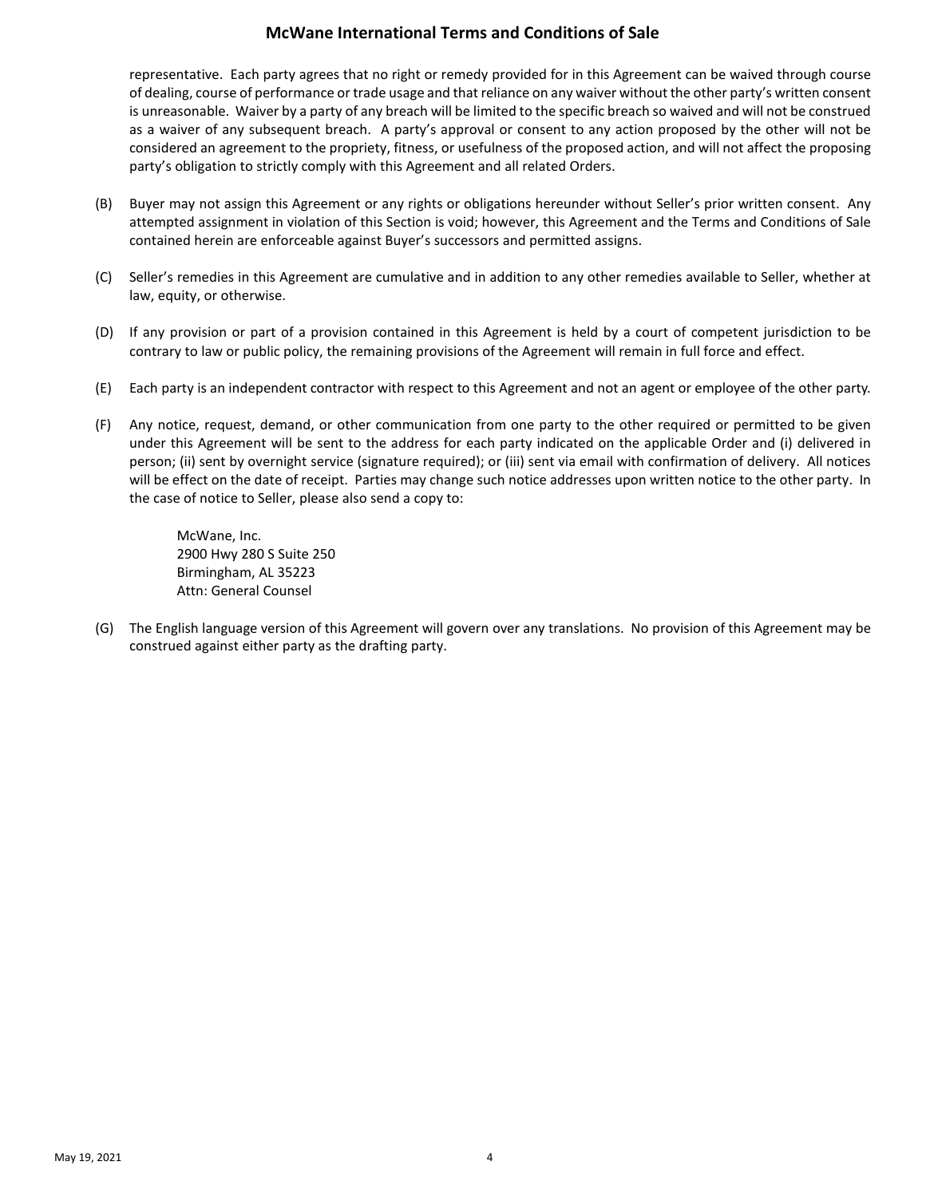representative. Each party agrees that no right or remedy provided for in this Agreement can be waived through course of dealing, course of performance or trade usage and that reliance on any waiver without the other party's written consent is unreasonable. Waiver by a party of any breach will be limited to the specific breach so waived and will not be construed as a waiver of any subsequent breach. A party's approval or consent to any action proposed by the other will not be considered an agreement to the propriety, fitness, or usefulness of the proposed action, and will not affect the proposing party's obligation to strictly comply with this Agreement and all related Orders.

(B) Buyer may not assign this Agreement or any rights or obligations hereunder without Seller's prior written consent. Any attempted assignment in violation of this Section is void; however, this Agreement and the Terms and Conditions of Sale contained herein are enforceable against Buyer's successors and permitted assigns.

(C) Seller's remedies in this Agreement are cumulative and in addition to any other remedies available to Seller, whether at law, equity, or otherwise.

(D) If any provision or part of a provision contained in this Agreement is held by a court of competent jurisdiction to be contrary to law or public policy, the remaining provisions of the Agreement will remain in full force and effect.

(E) Each party is an independent contractor with respect to this Agreement and not an agent or employee of the other party.

(F) Any notice, request, demand, or other communication from one party to the other required or permitted to be given under this Agreement will be sent to the address for each party indicated on the applicable Order and (i) delivered in person; (ii) sent by overnight service (signature required); or (iii) sent via email with confirmation of delivery. All notices will be effect on the date of receipt. Parties may change such notice addresses upon written notice to the other party. In the case of notice to Seller, please also send a copy to:

McWane, Inc.
2900 Hwy 280 S Suite 250
Birmingham, AL 35223
Attn: General Counsel

(G) The English language version of this Agreement will govern over any translations. No provision of this Agreement may be construed against either party as the drafting party.